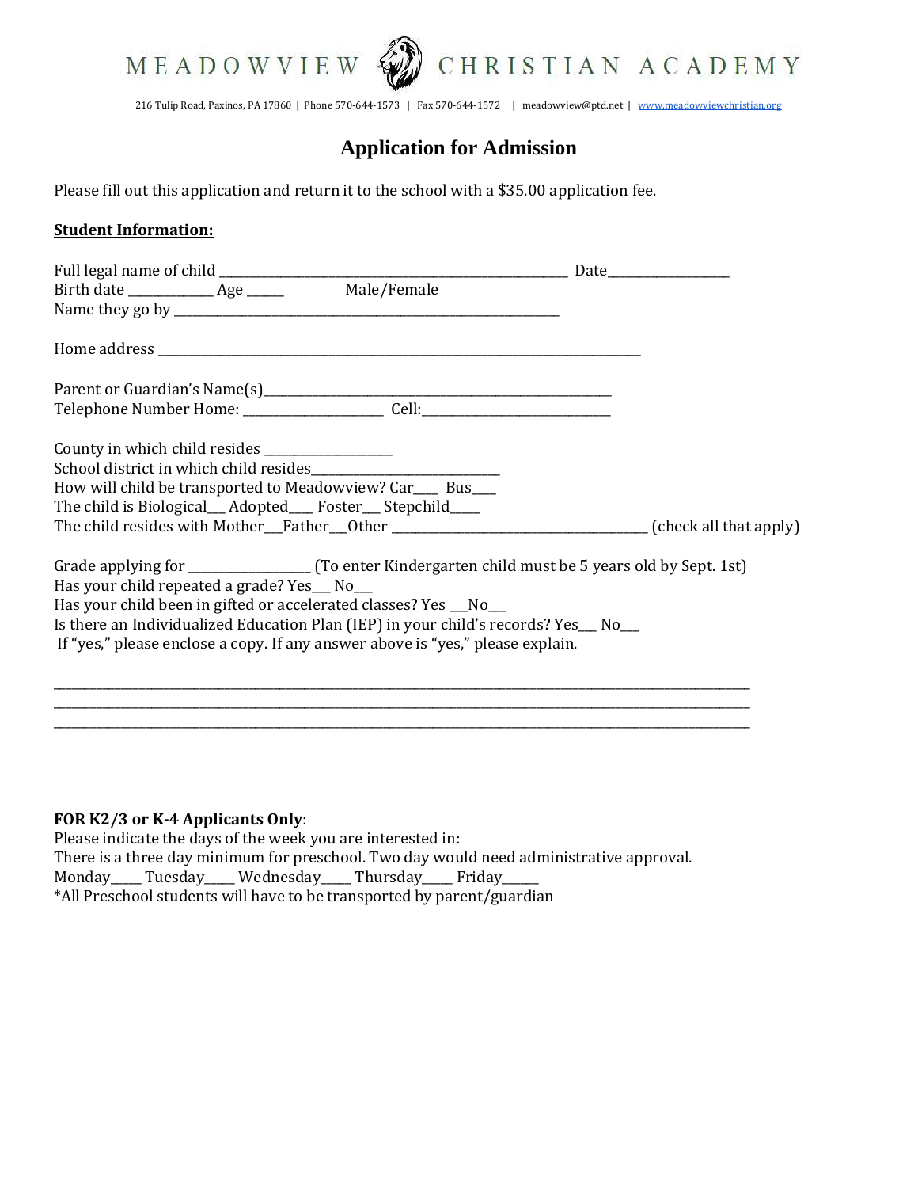MEADOWVIEW CHRISTIAN ACADEMY

216 Tulip Road, Paxinos, PA 17860 | Phone 570-644-1573 | Fax 570-644-1572 | meadowview@ptd.net | www.meadowviewchristian.org

# Application for Admission

Please fill out this application and return it to the school with a $35.00 application fee.

**Student Information:**

Full legal name of child ___________________________________________________ Date________________
Birth date ____________ Age _____ Male/Female
Name they go by ________________________________________________________

Home address ______________________________________________________________________

Parent or Guardian's Name(s)___________________________________________________
Telephone Number Home: ___________________ Cell:__________________________

County in which child resides _________________
School district in which child resides__________________________
How will child be transported to Meadowview? Car____ Bus____
The child is Biological___ Adopted___ Foster___ Stepchild____
The child resides with Mother___Father___Other _________________________________ (check all that apply)

Grade applying for _________________ (To enter Kindergarten child must be 5 years old by Sept. 1st)
Has your child repeated a grade? Yes___ No___
Has your child been in gifted or accelerated classes? Yes ___No___
Is there an Individualized Education Plan (IEP) in your child's records? Yes___ No___
If "yes," please enclose a copy. If any answer above is "yes," please explain.

_____________________________________________________________________________________________
_____________________________________________________________________________________________
_____________________________________________________________________________________________

**FOR K2/3 or K-4 Applicants Only**:
Please indicate the days of the week you are interested in:
There is a three day minimum for preschool. Two day would need administrative approval.
Monday_____ Tuesday_____ Wednesday_____ Thursday_____ Friday______
*All Preschool students will have to be transported by parent/guardian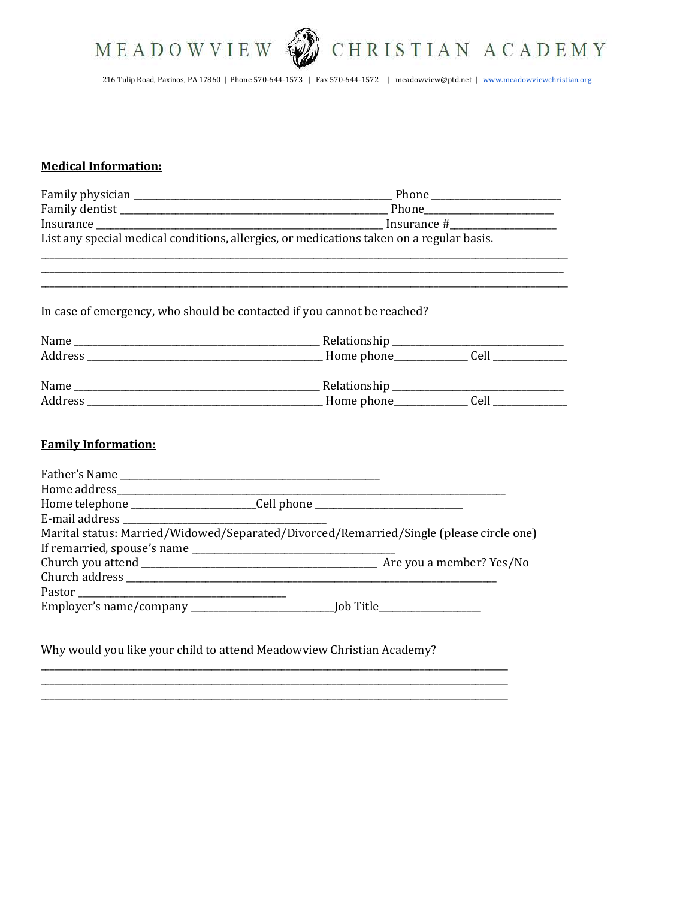MEADOWVIEW CHRISTIAN ACADEMY

216 Tulip Road, Paxinos, PA 17860 | Phone 570-644-1573 | Fax 570-644-1572 | meadowview@ptd.net | www.meadowviewchristian.org

**Medical Information:**

Family physician ____________________________________________ Phone ______________________

Family dentist ______________________________________________ Phone______________________

Insurance __________________________________________________ Insurance #__________________

List any special medical conditions, allergies, or medications taken on a regular basis.

______________________________________________________________________________________________

______________________________________________________________________________________________

______________________________________________________________________________________________

In case of emergency, who should be contacted if you cannot be reached?

Name ___________________________________________ Relationship ______________________________

Address _________________________________________ Home phone_____________ Cell ______________

Name ___________________________________________ Relationship ______________________________

Address _________________________________________ Home phone_____________ Cell ______________

**Family Information:**

Father's Name _____________________________________________

Home address_____________________________________________________________________

Home telephone ________________________Cell phone ____________________________

E-mail address ____________________________________

Marital status: Married/Widowed/Separated/Divorced/Remarried/Single (please circle one)

If remarried, spouse's name ___________________________________

Church you attend _____________________________________ Are you a member? Yes/No

Church address ___________________________________________________________________

Pastor ____________________________________

Employer's name/company ____________________________Job Title____________________

Why would you like your child to attend Meadowview Christian Academy?

____________________________________________________________________________________

____________________________________________________________________________________

____________________________________________________________________________________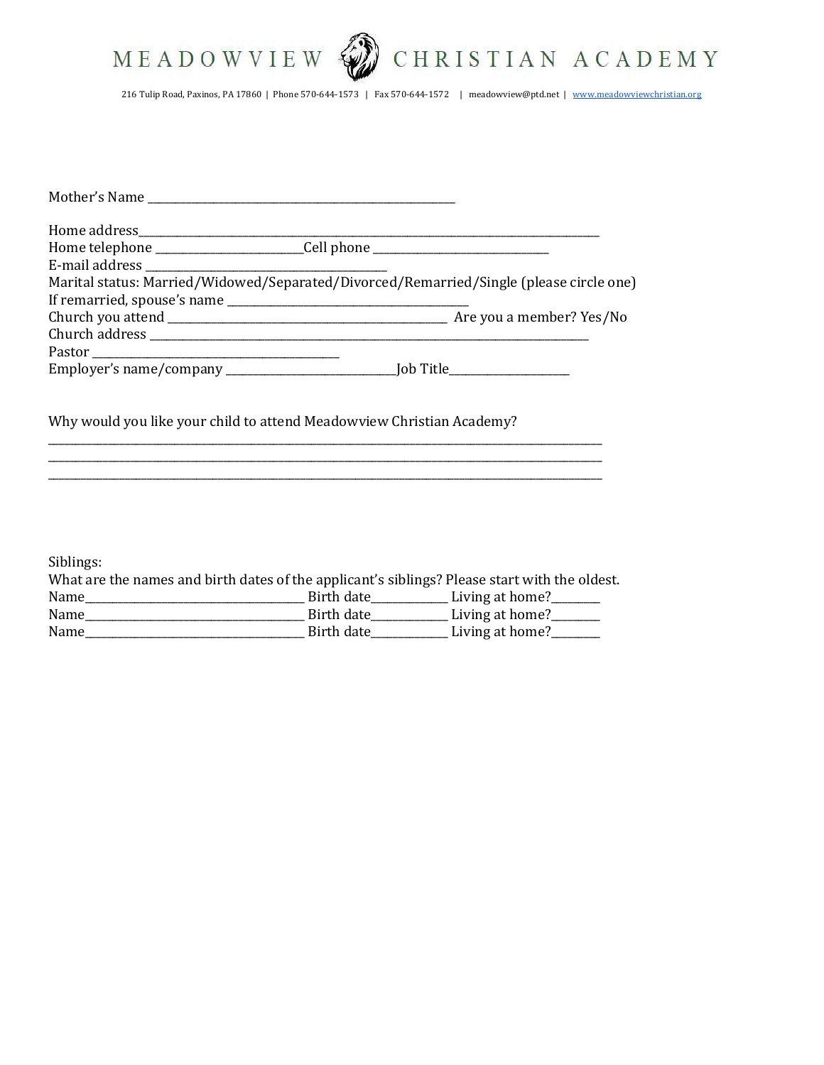# MEADOWVIEW CHRISTIAN ACADEMY

216 Tulip Road, Paxinos, PA 17860 | Phone 570-644-1573 | Fax 570-644-1572 | meadowview@ptd.net | www.meadowviewchristian.org

Mother's Name ________________________________________________

Home address________________________________________________________________________
Home telephone _______________________Cell phone ___________________________
E-mail address _____________________________________
Marital status: Married/Widowed/Separated/Divorced/Remarried/Single (please circle one)
If remarried, spouse's name _____________________________________
Church you attend ____________________________________________ Are you a member? Yes/No
Church address ______________________________________________________________________
Pastor _______________________________________
Employer's name/company ___________________________Job Title___________________

Why would you like your child to attend Meadowview Christian Academy?
_______________________________________________________________________________________
_______________________________________________________________________________________
_______________________________________________________________________________________

Siblings:
What are the names and birth dates of the applicant's siblings? Please start with the oldest.
Name__________________________________ Birth date____________ Living at home?________
Name__________________________________ Birth date____________ Living at home?________
Name__________________________________ Birth date____________ Living at home?________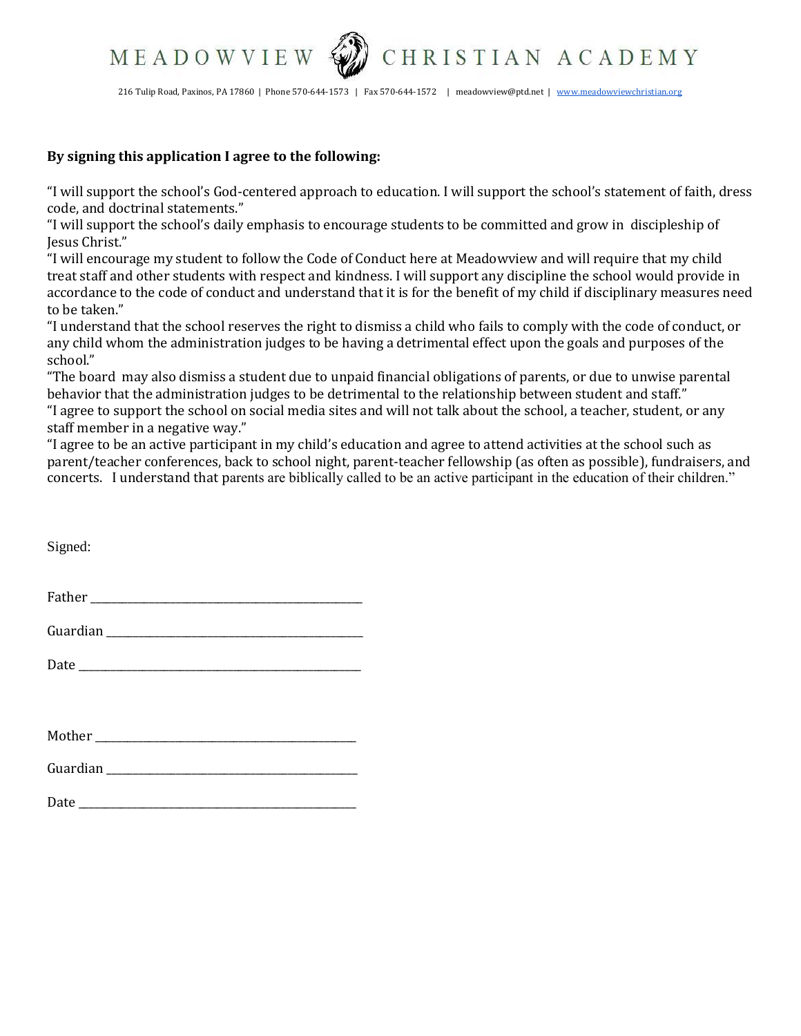MEADOWVIEW CHRISTIAN ACADEMY

216 Tulip Road, Paxinos, PA 17860 | Phone 570-644-1573 | Fax 570-644-1572 | meadowview@ptd.net | www.meadowviewchristian.org

**By signing this application I agree to the following:**

"I will support the school's God-centered approach to education. I will support the school's statement of faith, dress code, and doctrinal statements."
"I will support the school's daily emphasis to encourage students to be committed and grow in discipleship of Jesus Christ."
"I will encourage my student to follow the Code of Conduct here at Meadowview and will require that my child treat staff and other students with respect and kindness. I will support any discipline the school would provide in accordance to the code of conduct and understand that it is for the benefit of my child if disciplinary measures need to be taken."
"I understand that the school reserves the right to dismiss a child who fails to comply with the code of conduct, or any child whom the administration judges to be having a detrimental effect upon the goals and purposes of the school."
"The board may also dismiss a student due to unpaid financial obligations of parents, or due to unwise parental behavior that the administration judges to be detrimental to the relationship between student and staff."
"I agree to support the school on social media sites and will not talk about the school, a teacher, student, or any staff member in a negative way."
"I agree to be an active participant in my child's education and agree to attend activities at the school such as parent/teacher conferences, back to school night, parent-teacher fellowship (as often as possible), fundraisers, and concerts. I understand that parents are biblically called to be an active participant in the education of their children."

Signed:

Father ______________________________________________

Guardian ____________________________________________

Date ________________________________________________

Mother ______________________________________________

Guardian ____________________________________________

Date ________________________________________________